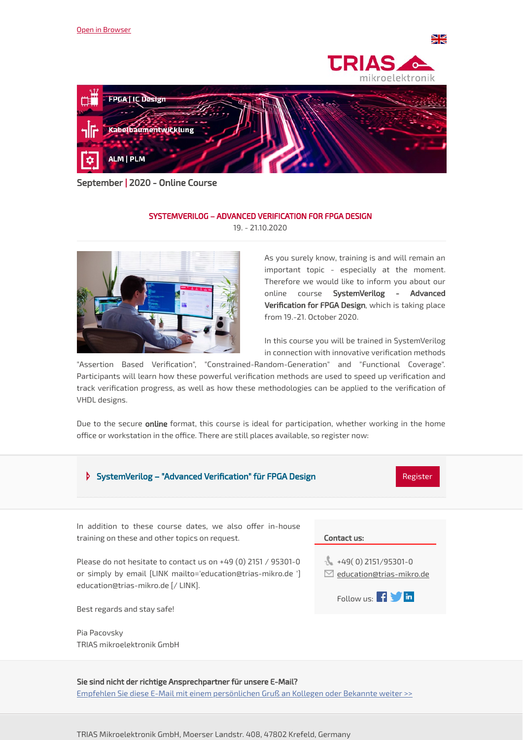Open in Browser

TRIAS mikroelektronik

FPGA | IC Design

Kabelbaumentwicklung

ALM | PLM

## September | 2020 - Online Course

### SYSTEMVERILOG – ADVANCED VERIFICATION FOR FPGA DESIGN

19. - 21.10.2020

As you surely know, training is and will remain an important topic - especially at the moment. Therefore we would like to inform you about our online course **SystemVerilog - Advanced Verification for FPGA Design**, which is taking place from 19.-21. October 2020.

In this course you will be trained in SystemVerilog in connection with innovative verification methods "Assertion Based Verification", "Constrained-Random-Generation" and "Functional Coverage". Participants will learn how these powerful verification methods are used to speed up verification and track verification progress, as well as how these methodologies can be applied to the verification of VHDL designs.

Due to the secure **online** format, this course is ideal for participation, whether working in the home office or workstation in the office. There are still places available, so register now:

SystemVerilog – "Advanced Verification" für FPGA Design — Register

In addition to these course dates, we also offer in-house training on these and other topics on request.

Please do not hesitate to contact us on +49 (0) 2151 / 95301-0 or simply by email [LINK mailto='education@trias-mikro.de '] education@trias-mikro.de [/ LINK].

Best regards and stay safe!

Pia Pacovsky
TRIAS mikroelektronik GmbH

**Contact us:**

+49( 0) 2151/95301-0
education@trias-mikro.de

Follow us:

**Sie sind nicht der richtige Ansprechpartner für unsere E-Mail?**
Empfehlen Sie diese E-Mail mit einem persönlichen Gruß an Kollegen oder Bekannte weiter >>

TRIAS Mikroelektronik GmbH, Moerser Landstr. 408, 47802 Krefeld, Germany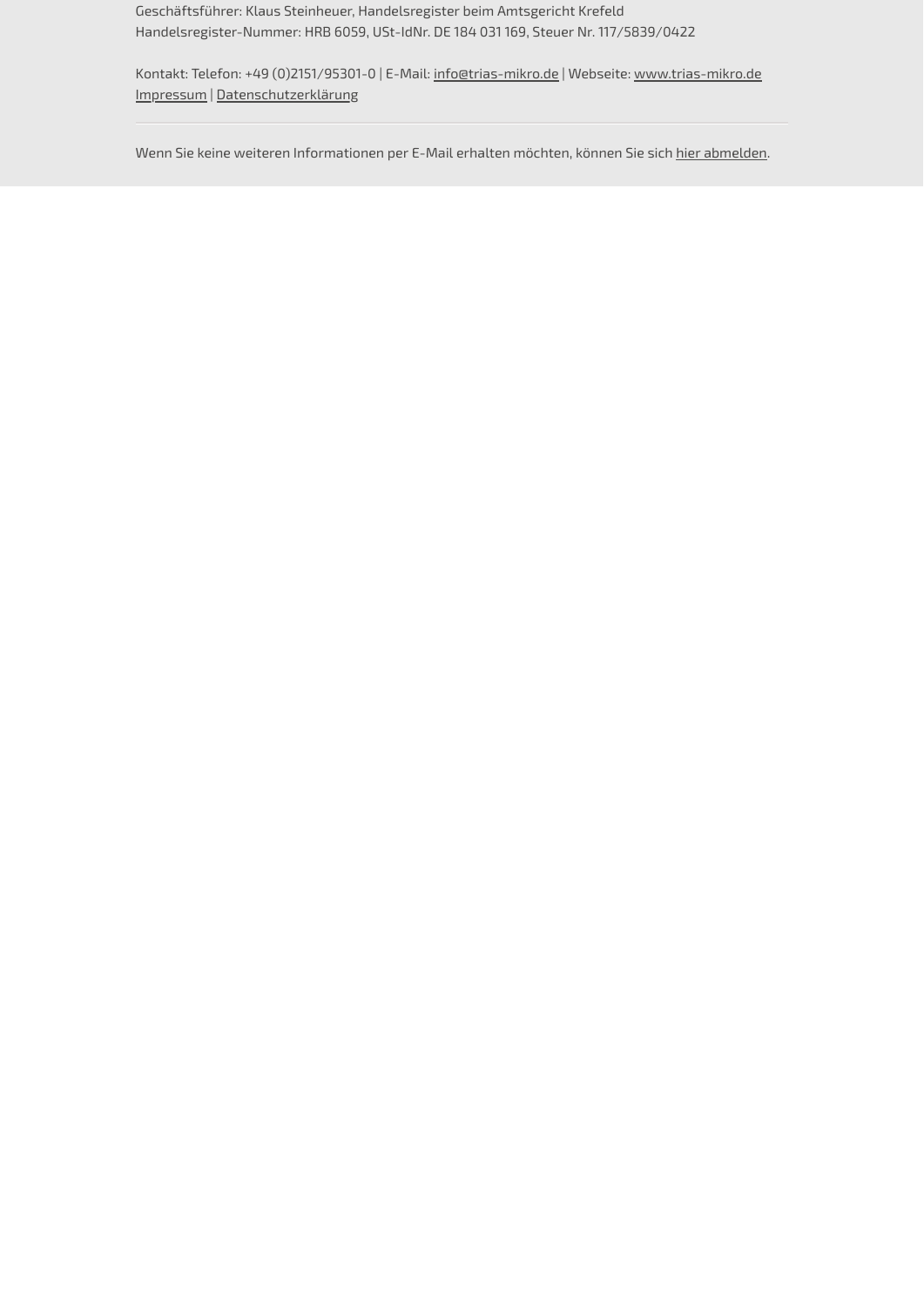Geschäftsführer: Klaus Steinheuer, Handelsregister beim Amtsgericht Krefeld
Handelsregister-Nummer: HRB 6059, USt-IdNr. DE 184 031 169, Steuer Nr. 117/5839/0422

Kontakt: Telefon: +49 (0)2151/95301-0 | E-Mail: info@trias-mikro.de | Webseite: www.trias-mikro.de
Impressum | Datenschutzerklärung

---

Wenn Sie keine weiteren Informationen per E-Mail erhalten möchten, können Sie sich hier abmelden.